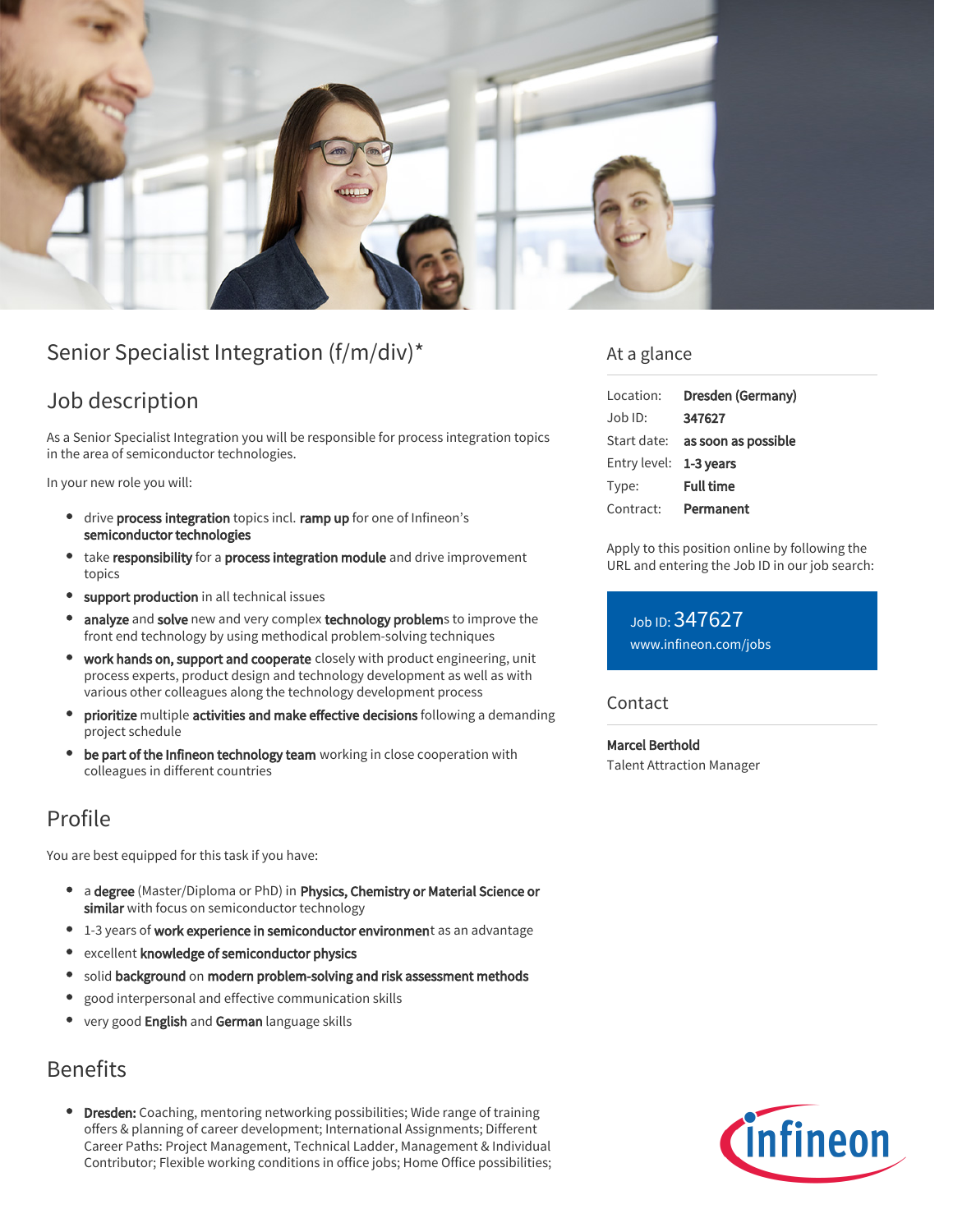# Senior Specialist Integration (f/m/div)*

## Job description

As a Senior Specialist Integration you will be responsible for process integration topics in the area of semiconductor technologies.

In your new role you will:

- drive **process integration** topics incl. **ramp up** for one of Infineon's **semiconductor technologies**
- take **responsibility** for a **process integration module** and drive improvement topics
- **support production** in all technical issues
- **analyze** and **solve** new and very complex **technology problem**s to improve the front end technology by using methodical problem-solving techniques
- **work hands on, support and cooperate** closely with product engineering, unit process experts, product design and technology development as well as with various other colleagues along the technology development process
- **prioritize** multiple **activities and make effective decisions** following a demanding project schedule
- **be part of the Infineon technology team** working in close cooperation with colleagues in different countries

## Profile

You are best equipped for this task if you have:

- a **degree** (Master/Diploma or PhD) in **Physics, Chemistry or Material Science or similar** with focus on semiconductor technology
- 1-3 years of **work experience in semiconductor environmen**t as an advantage
- excellent **knowledge of semiconductor physics**
- solid **background** on **modern problem-solving and risk assessment methods**
- good interpersonal and effective communication skills
- very good **English** and **German** language skills

## Benefits

- **Dresden:** Coaching, mentoring networking possibilities; Wide range of training offers & planning of career development; International Assignments; Different Career Paths: Project Management, Technical Ladder, Management & Individual Contributor; Flexible working conditions in office jobs; Home Office possibilities;

## At a glance

| | |
|---|---|
| Location: | **Dresden (Germany)** |
| Job ID: | **347627** |
| Start date: | **as soon as possible** |
| Entry level: | **1-3 years** |
| Type: | **Full time** |
| Contract: | **Permanent** |

Apply to this position online by following the URL and entering the Job ID in our job search:

Job ID: 347627
www.infineon.com/jobs

## Contact

**Marcel Berthold**
Talent Attraction Manager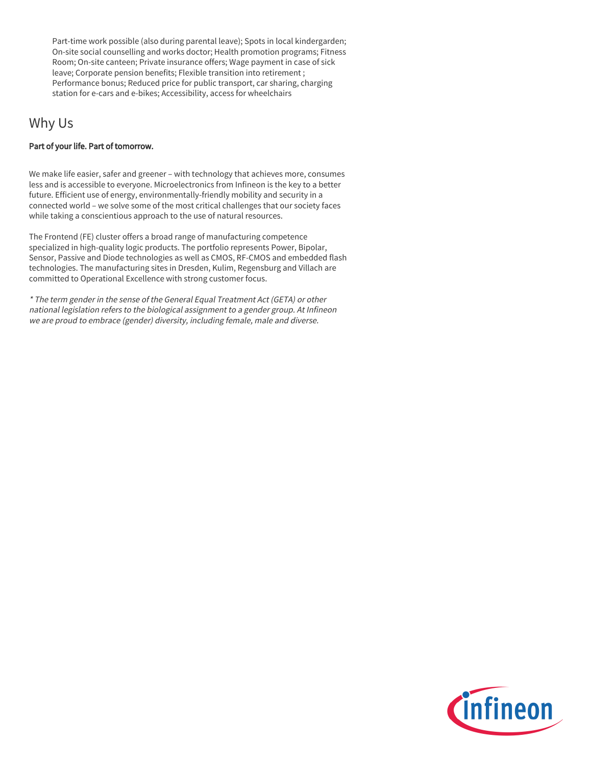Part-time work possible (also during parental leave); Spots in local kindergarden; On-site social counselling and works doctor; Health promotion programs; Fitness Room; On-site canteen; Private insurance offers; Wage payment in case of sick leave; Corporate pension benefits; Flexible transition into retirement ; Performance bonus; Reduced price for public transport, car sharing, charging station for e-cars and e-bikes; Accessibility, access for wheelchairs

## Why Us

**Part of your life. Part of tomorrow.**

We make life easier, safer and greener – with technology that achieves more, consumes less and is accessible to everyone. Microelectronics from Infineon is the key to a better future. Efficient use of energy, environmentally-friendly mobility and security in a connected world – we solve some of the most critical challenges that our society faces while taking a conscientious approach to the use of natural resources.

The Frontend (FE) cluster offers a broad range of manufacturing competence specialized in high-quality logic products. The portfolio represents Power, Bipolar, Sensor, Passive and Diode technologies as well as CMOS, RF-CMOS and embedded flash technologies. The manufacturing sites in Dresden, Kulim, Regensburg and Villach are committed to Operational Excellence with strong customer focus.

*\* The term gender in the sense of the General Equal Treatment Act (GETA) or other national legislation refers to the biological assignment to a gender group. At Infineon we are proud to embrace (gender) diversity, including female, male and diverse.*